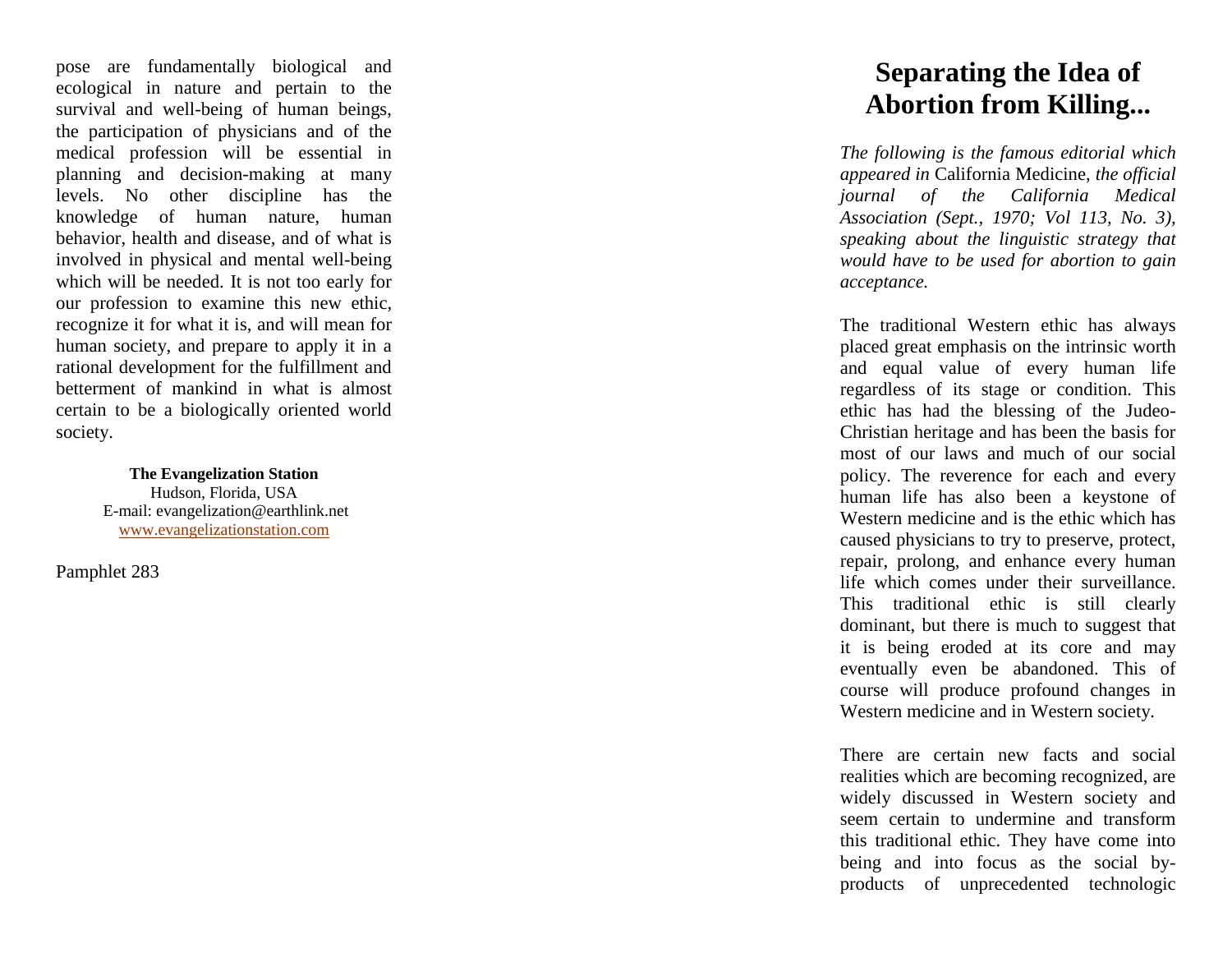pose are fundamentally biological and ecological in nature and pertain to the survival and well-being of human beings, the participation of physicians and of the medical profession will be essential in planning and decision-making at many levels. No other discipline has the knowledge of human nature, human behavior, health and disease, and of what is involved in physical and mental well-being which will be needed. It is not too early for our profession to examine this new ethic, recognize it for what it is, and will mean for human society, and prepare to apply it in a rational development for the fulfillment and betterment of mankind in what is almost certain to be a biologically oriented world society.

**The Evangelization Station**
Hudson, Florida, USA
E-mail: evangelization@earthlink.net
www.evangelizationstation.com

Pamphlet 283

# Separating the Idea of Abortion from Killing...

*The following is the famous editorial which appeared in* California Medicine, *the official journal of the California Medical Association (Sept., 1970; Vol 113, No. 3), speaking about the linguistic strategy that would have to be used for abortion to gain acceptance.*

The traditional Western ethic has always placed great emphasis on the intrinsic worth and equal value of every human life regardless of its stage or condition. This ethic has had the blessing of the Judeo-Christian heritage and has been the basis for most of our laws and much of our social policy. The reverence for each and every human life has also been a keystone of Western medicine and is the ethic which has caused physicians to try to preserve, protect, repair, prolong, and enhance every human life which comes under their surveillance. This traditional ethic is still clearly dominant, but there is much to suggest that it is being eroded at its core and may eventually even be abandoned. This of course will produce profound changes in Western medicine and in Western society.

There are certain new facts and social realities which are becoming recognized, are widely discussed in Western society and seem certain to undermine and transform this traditional ethic. They have come into being and into focus as the social by-products of unprecedented technologic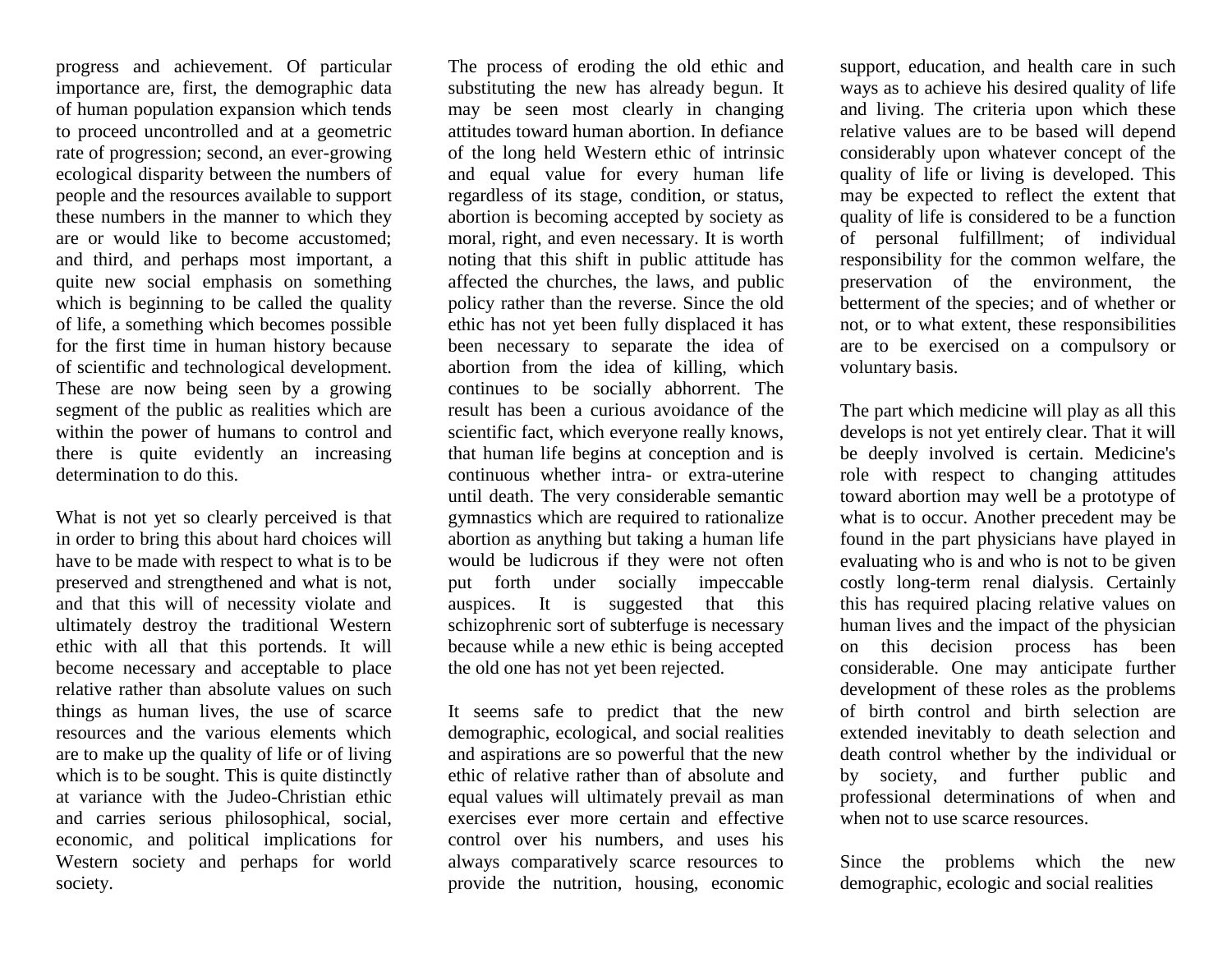progress and achievement. Of particular importance are, first, the demographic data of human population expansion which tends to proceed uncontrolled and at a geometric rate of progression; second, an ever-growing ecological disparity between the numbers of people and the resources available to support these numbers in the manner to which they are or would like to become accustomed; and third, and perhaps most important, a quite new social emphasis on something which is beginning to be called the quality of life, a something which becomes possible for the first time in human history because of scientific and technological development. These are now being seen by a growing segment of the public as realities which are within the power of humans to control and there is quite evidently an increasing determination to do this.

What is not yet so clearly perceived is that in order to bring this about hard choices will have to be made with respect to what is to be preserved and strengthened and what is not, and that this will of necessity violate and ultimately destroy the traditional Western ethic with all that this portends. It will become necessary and acceptable to place relative rather than absolute values on such things as human lives, the use of scarce resources and the various elements which are to make up the quality of life or of living which is to be sought. This is quite distinctly at variance with the Judeo-Christian ethic and carries serious philosophical, social, economic, and political implications for Western society and perhaps for world society.

The process of eroding the old ethic and substituting the new has already begun. It may be seen most clearly in changing attitudes toward human abortion. In defiance of the long held Western ethic of intrinsic and equal value for every human life regardless of its stage, condition, or status, abortion is becoming accepted by society as moral, right, and even necessary. It is worth noting that this shift in public attitude has affected the churches, the laws, and public policy rather than the reverse. Since the old ethic has not yet been fully displaced it has been necessary to separate the idea of abortion from the idea of killing, which continues to be socially abhorrent. The result has been a curious avoidance of the scientific fact, which everyone really knows, that human life begins at conception and is continuous whether intra- or extra-uterine until death. The very considerable semantic gymnastics which are required to rationalize abortion as anything but taking a human life would be ludicrous if they were not often put forth under socially impeccable auspices. It is suggested that this schizophrenic sort of subterfuge is necessary because while a new ethic is being accepted the old one has not yet been rejected.

It seems safe to predict that the new demographic, ecological, and social realities and aspirations are so powerful that the new ethic of relative rather than of absolute and equal values will ultimately prevail as man exercises ever more certain and effective control over his numbers, and uses his always comparatively scarce resources to provide the nutrition, housing, economic support, education, and health care in such ways as to achieve his desired quality of life and living. The criteria upon which these relative values are to be based will depend considerably upon whatever concept of the quality of life or living is developed. This may be expected to reflect the extent that quality of life is considered to be a function of personal fulfillment; of individual responsibility for the common welfare, the preservation of the environment, the betterment of the species; and of whether or not, or to what extent, these responsibilities are to be exercised on a compulsory or voluntary basis.

The part which medicine will play as all this develops is not yet entirely clear. That it will be deeply involved is certain. Medicine's role with respect to changing attitudes toward abortion may well be a prototype of what is to occur. Another precedent may be found in the part physicians have played in evaluating who is and who is not to be given costly long-term renal dialysis. Certainly this has required placing relative values on human lives and the impact of the physician on this decision process has been considerable. One may anticipate further development of these roles as the problems of birth control and birth selection are extended inevitably to death selection and death control whether by the individual or by society, and further public and professional determinations of when and when not to use scarce resources.

Since the problems which the new demographic, ecologic and social realities